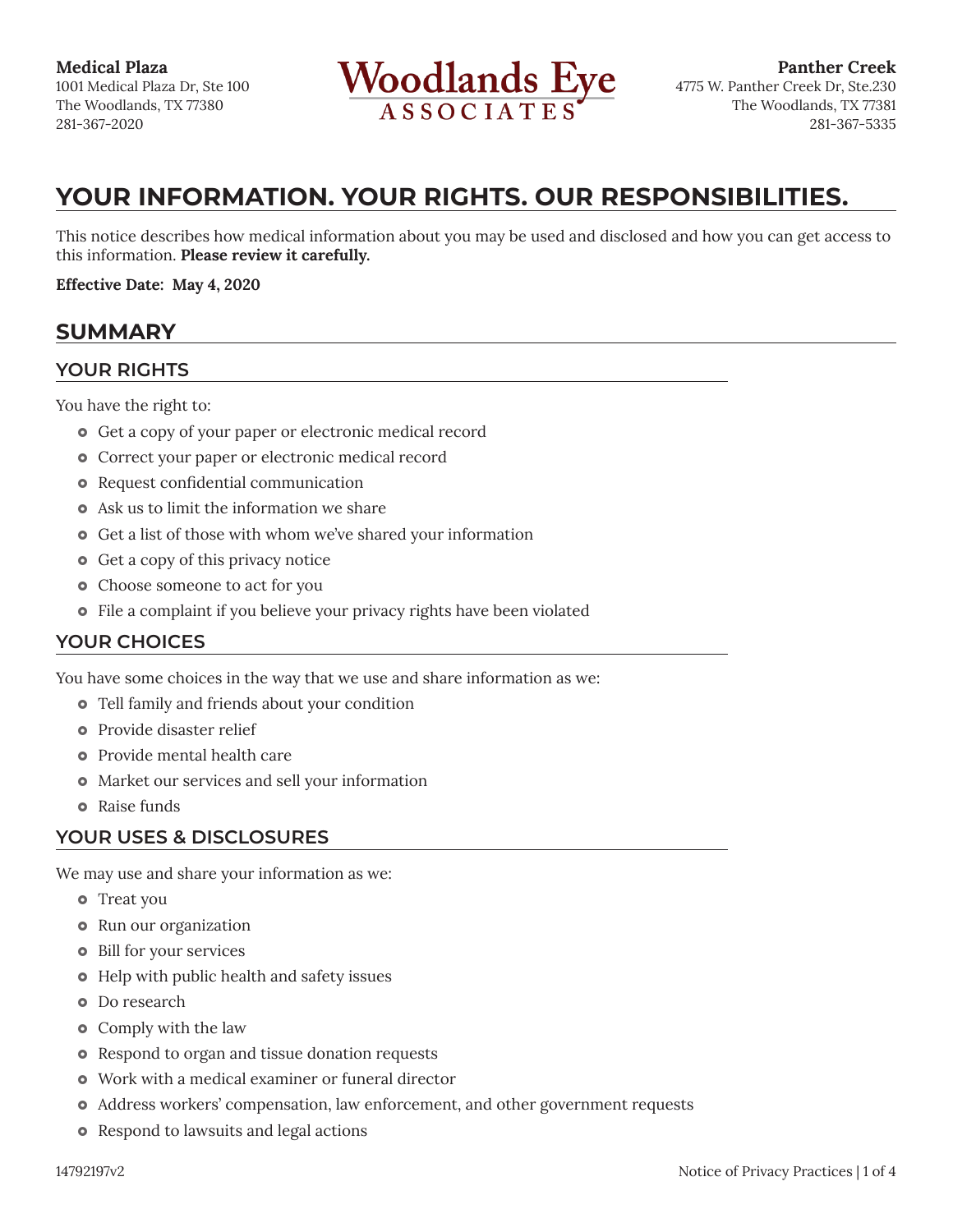**Medical Plaza**
1001 Medical Plaza Dr, Ste 100
The Woodlands, TX 77380
281-367-2020

**Woodlands Eye ASSOCIATES**

**Panther Creek**
4775 W. Panther Creek Dr, Ste.230
The Woodlands, TX 77381
281-367-5335

# YOUR INFORMATION. YOUR RIGHTS. OUR RESPONSIBILITIES.

This notice describes how medical information about you may be used and disclosed and how you can get access to this information. **Please review it carefully.**

**Effective Date: May 4, 2020**

## SUMMARY

### YOUR RIGHTS

You have the right to:

- Get a copy of your paper or electronic medical record
- Correct your paper or electronic medical record
- Request confidential communication
- Ask us to limit the information we share
- Get a list of those with whom we've shared your information
- Get a copy of this privacy notice
- Choose someone to act for you
- File a complaint if you believe your privacy rights have been violated

### YOUR CHOICES

You have some choices in the way that we use and share information as we:

- Tell family and friends about your condition
- Provide disaster relief
- Provide mental health care
- Market our services and sell your information
- Raise funds

### YOUR USES & DISCLOSURES

We may use and share your information as we:

- Treat you
- Run our organization
- Bill for your services
- Help with public health and safety issues
- Do research
- Comply with the law
- Respond to organ and tissue donation requests
- Work with a medical examiner or funeral director
- Address workers' compensation, law enforcement, and other government requests
- Respond to lawsuits and legal actions

14792197v2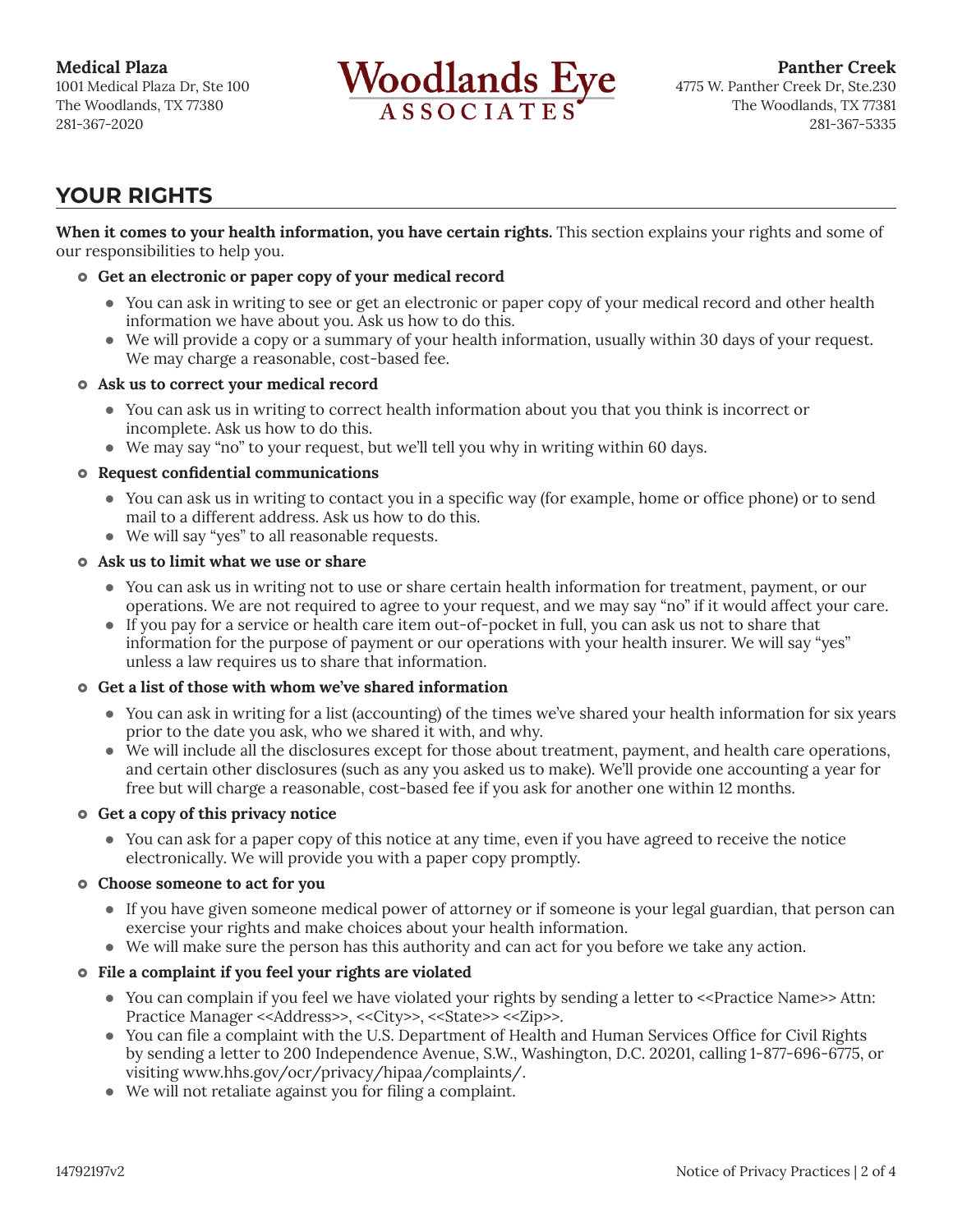## YOUR RIGHTS

**When it comes to your health information, you have certain rights.** This section explains your rights and some of our responsibilities to help you.

- **Get an electronic or paper copy of your medical record**
  - You can ask in writing to see or get an electronic or paper copy of your medical record and other health information we have about you. Ask us how to do this.
  - We will provide a copy or a summary of your health information, usually within 30 days of your request. We may charge a reasonable, cost-based fee.
- **Ask us to correct your medical record**
  - You can ask us in writing to correct health information about you that you think is incorrect or incomplete. Ask us how to do this.
  - We may say "no" to your request, but we'll tell you why in writing within 60 days.
- **Request confidential communications**
  - You can ask us in writing to contact you in a specific way (for example, home or office phone) or to send mail to a different address. Ask us how to do this.
  - We will say "yes" to all reasonable requests.
- **Ask us to limit what we use or share**
  - You can ask us in writing not to use or share certain health information for treatment, payment, or our operations. We are not required to agree to your request, and we may say "no" if it would affect your care.
  - If you pay for a service or health care item out-of-pocket in full, you can ask us not to share that information for the purpose of payment or our operations with your health insurer. We will say "yes" unless a law requires us to share that information.
- **Get a list of those with whom we've shared information**
  - You can ask in writing for a list (accounting) of the times we've shared your health information for six years prior to the date you ask, who we shared it with, and why.
  - We will include all the disclosures except for those about treatment, payment, and health care operations, and certain other disclosures (such as any you asked us to make). We'll provide one accounting a year for free but will charge a reasonable, cost-based fee if you ask for another one within 12 months.
- **Get a copy of this privacy notice**
  - You can ask for a paper copy of this notice at any time, even if you have agreed to receive the notice electronically. We will provide you with a paper copy promptly.
- **Choose someone to act for you**
  - If you have given someone medical power of attorney or if someone is your legal guardian, that person can exercise your rights and make choices about your health information.
  - We will make sure the person has this authority and can act for you before we take any action.
- **File a complaint if you feel your rights are violated**
  - You can complain if you feel we have violated your rights by sending a letter to <<Practice Name>> Attn: Practice Manager <<Address>>, <<City>>, <<State>> <<Zip>>.
  - You can file a complaint with the U.S. Department of Health and Human Services Office for Civil Rights by sending a letter to 200 Independence Avenue, S.W., Washington, D.C. 20201, calling 1-877-696-6775, or visiting www.hhs.gov/ocr/privacy/hipaa/complaints/.
  - We will not retaliate against you for filing a complaint.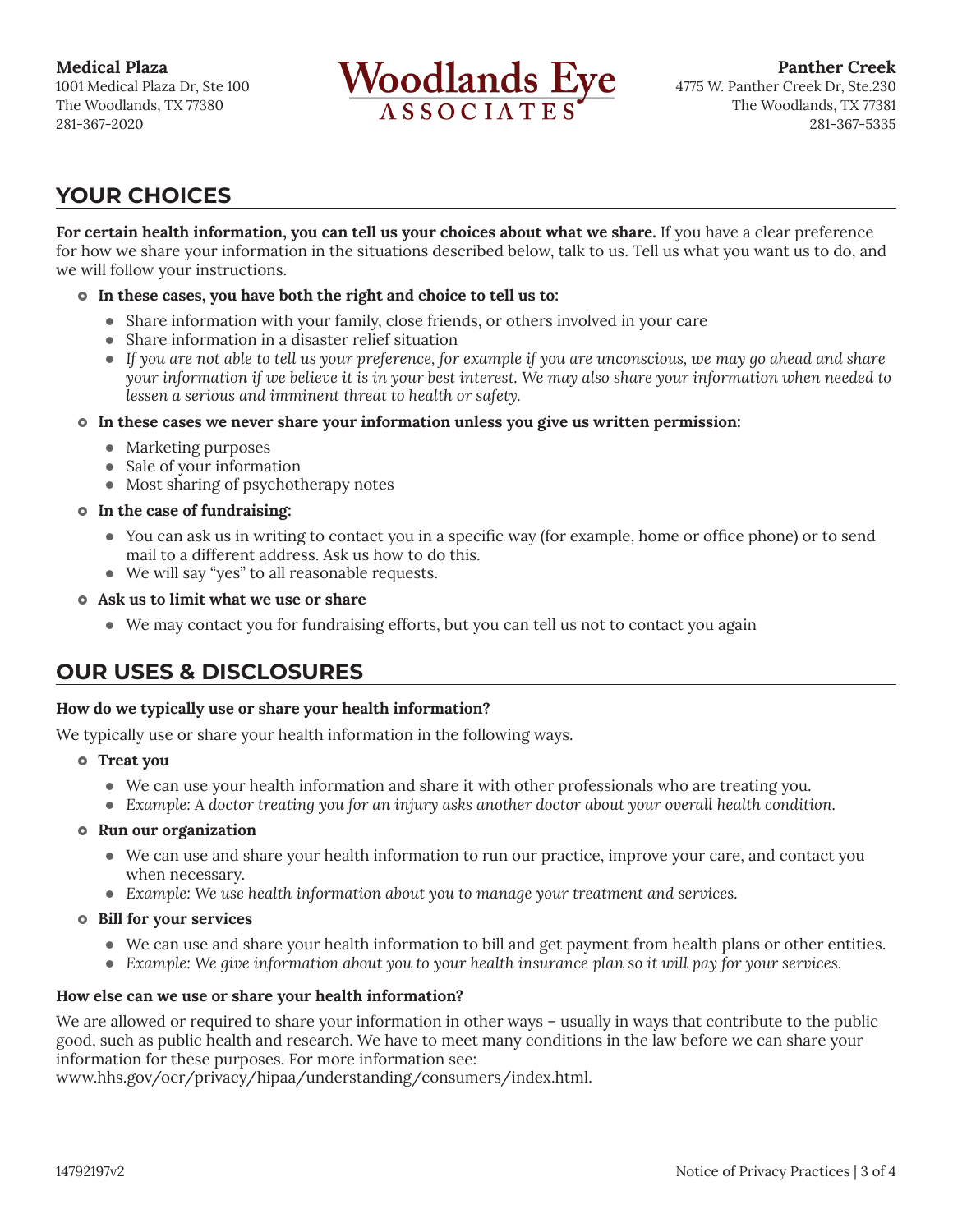## YOUR CHOICES

**For certain health information, you can tell us your choices about what we share.** If you have a clear preference for how we share your information in the situations described below, talk to us. Tell us what you want us to do, and we will follow your instructions.

- **In these cases, you have both the right and choice to tell us to:**
  - Share information with your family, close friends, or others involved in your care
  - Share information in a disaster relief situation
  - *If you are not able to tell us your preference, for example if you are unconscious, we may go ahead and share your information if we believe it is in your best interest. We may also share your information when needed to lessen a serious and imminent threat to health or safety.*
- **In these cases we never share your information unless you give us written permission:**
  - Marketing purposes
  - Sale of your information
  - Most sharing of psychotherapy notes
- **In the case of fundraising:**
  - You can ask us in writing to contact you in a specific way (for example, home or office phone) or to send mail to a different address. Ask us how to do this.
  - We will say "yes" to all reasonable requests.
- **Ask us to limit what we use or share**
  - We may contact you for fundraising efforts, but you can tell us not to contact you again

## OUR USES & DISCLOSURES

**How do we typically use or share your health information?**

We typically use or share your health information in the following ways.

- **Treat you**
  - We can use your health information and share it with other professionals who are treating you.
  - *Example: A doctor treating you for an injury asks another doctor about your overall health condition.*
- **Run our organization**
  - We can use and share your health information to run our practice, improve your care, and contact you when necessary.
  - *Example: We use health information about you to manage your treatment and services.*
- **Bill for your services**
  - We can use and share your health information to bill and get payment from health plans or other entities.
  - *Example: We give information about you to your health insurance plan so it will pay for your services.*

**How else can we use or share your health information?**

We are allowed or required to share your information in other ways – usually in ways that contribute to the public good, such as public health and research. We have to meet many conditions in the law before we can share your information for these purposes. For more information see: www.hhs.gov/ocr/privacy/hipaa/understanding/consumers/index.html.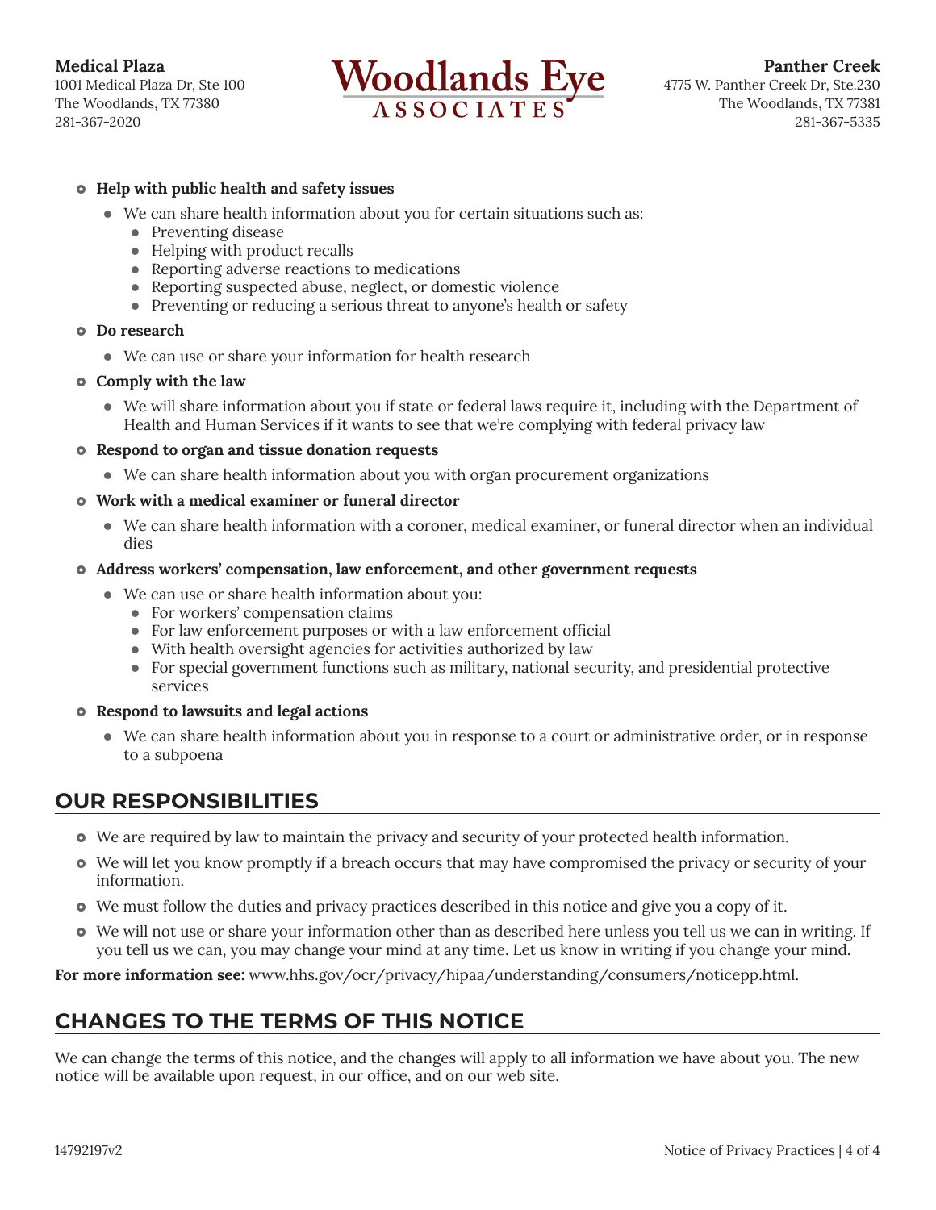- **Help with public health and safety issues**
  - We can share health information about you for certain situations such as:
    - Preventing disease
    - Helping with product recalls
    - Reporting adverse reactions to medications
    - Reporting suspected abuse, neglect, or domestic violence
    - Preventing or reducing a serious threat to anyone's health or safety
- **Do research**
  - We can use or share your information for health research
- **Comply with the law**
  - We will share information about you if state or federal laws require it, including with the Department of Health and Human Services if it wants to see that we're complying with federal privacy law
- **Respond to organ and tissue donation requests**
  - We can share health information about you with organ procurement organizations
- **Work with a medical examiner or funeral director**
  - We can share health information with a coroner, medical examiner, or funeral director when an individual dies
- **Address workers' compensation, law enforcement, and other government requests**
  - We can use or share health information about you:
    - For workers' compensation claims
    - For law enforcement purposes or with a law enforcement official
    - With health oversight agencies for activities authorized by law
    - For special government functions such as military, national security, and presidential protective services
- **Respond to lawsuits and legal actions**
  - We can share health information about you in response to a court or administrative order, or in response to a subpoena

## OUR RESPONSIBILITIES

- We are required by law to maintain the privacy and security of your protected health information.
- We will let you know promptly if a breach occurs that may have compromised the privacy or security of your information.
- We must follow the duties and privacy practices described in this notice and give you a copy of it.
- We will not use or share your information other than as described here unless you tell us we can in writing. If you tell us we can, you may change your mind at any time. Let us know in writing if you change your mind.

**For more information see:** www.hhs.gov/ocr/privacy/hipaa/understanding/consumers/noticepp.html.

## CHANGES TO THE TERMS OF THIS NOTICE

We can change the terms of this notice, and the changes will apply to all information we have about you. The new notice will be available upon request, in our office, and on our web site.